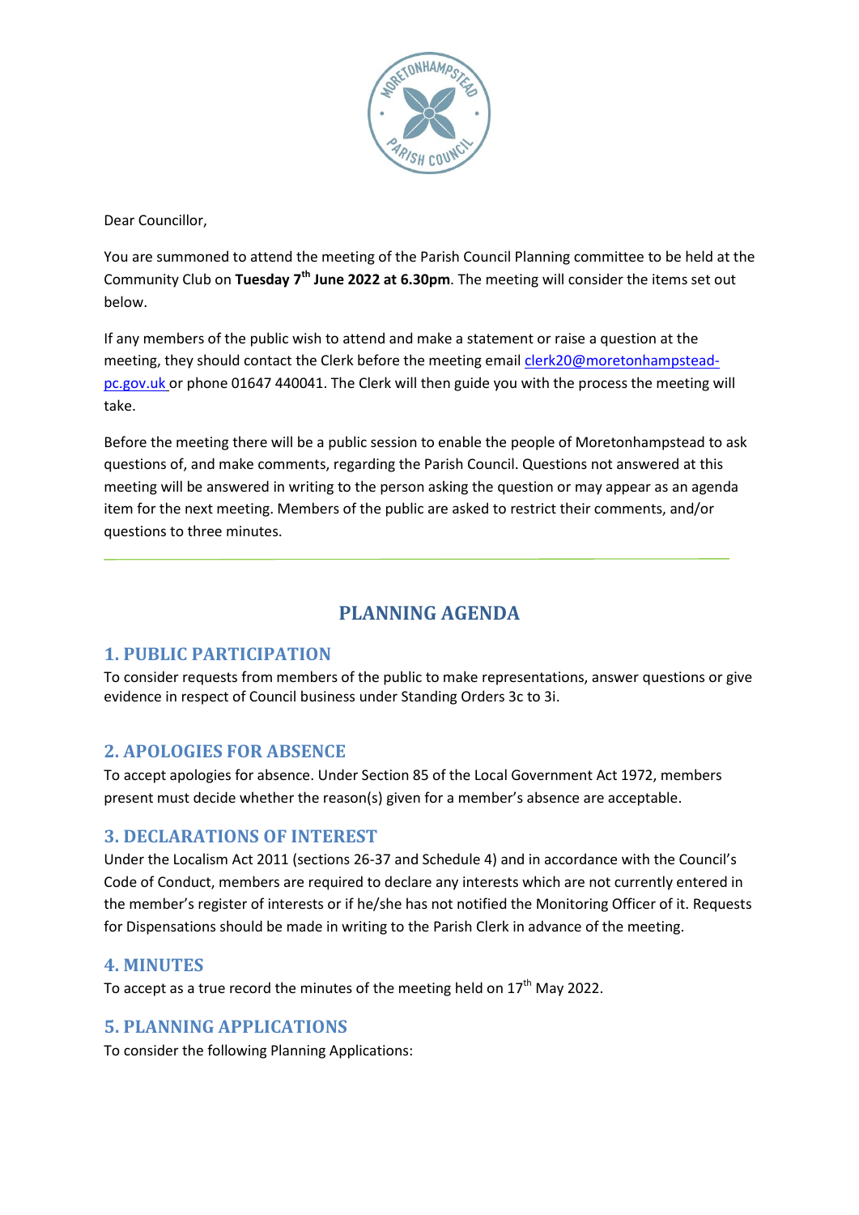Dear Councillor,

You are summoned to attend the meeting of the Parish Council Planning committee to be held at the Community Club on **Tuesday 7th June 2022 at 6.30pm**. The meeting will consider the items set out below.

If any members of the public wish to attend and make a statement or raise a question at the meeting, they should contact the Clerk before the meeting email clerk20@moretonhampstead-pc.gov.uk or phone 01647 440041. The Clerk will then guide you with the process the meeting will take.

Before the meeting there will be a public session to enable the people of Moretonhampstead to ask questions of, and make comments, regarding the Parish Council. Questions not answered at this meeting will be answered in writing to the person asking the question or may appear as an agenda item for the next meeting. Members of the public are asked to restrict their comments, and/or questions to three minutes.

---

# PLANNING AGENDA

## 1. PUBLIC PARTICIPATION

To consider requests from members of the public to make representations, answer questions or give evidence in respect of Council business under Standing Orders 3c to 3i.

## 2. APOLOGIES FOR ABSENCE

To accept apologies for absence. Under Section 85 of the Local Government Act 1972, members present must decide whether the reason(s) given for a member's absence are acceptable.

## 3. DECLARATIONS OF INTEREST

Under the Localism Act 2011 (sections 26-37 and Schedule 4) and in accordance with the Council's Code of Conduct, members are required to declare any interests which are not currently entered in the member's register of interests or if he/she has not notified the Monitoring Officer of it. Requests for Dispensations should be made in writing to the Parish Clerk in advance of the meeting.

## 4. MINUTES

To accept as a true record the minutes of the meeting held on 17th May 2022.

## 5. PLANNING APPLICATIONS

To consider the following Planning Applications: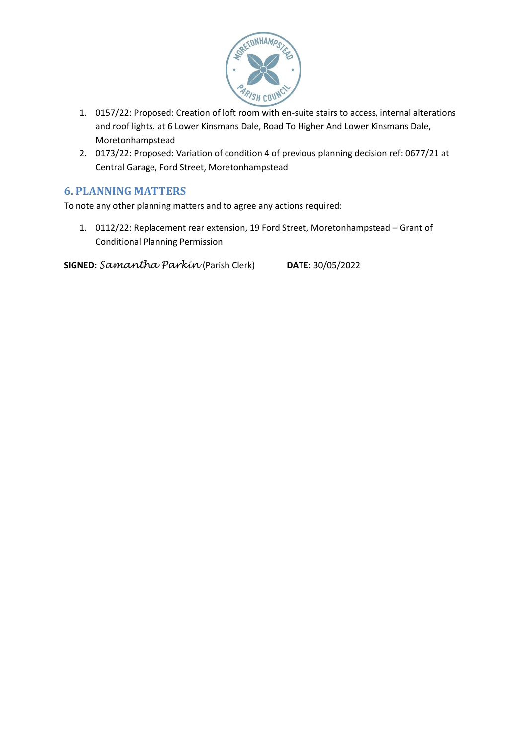1. 0157/22: Proposed: Creation of loft room with en-suite stairs to access, internal alterations and roof lights. at 6 Lower Kinsmans Dale, Road To Higher And Lower Kinsmans Dale, Moretonhampstead
2. 0173/22: Proposed: Variation of condition 4 of previous planning decision ref: 0677/21 at Central Garage, Ford Street, Moretonhampstead

## 6. PLANNING MATTERS

To note any other planning matters and to agree any actions required:

1. 0112/22: Replacement rear extension, 19 Ford Street, Moretonhampstead – Grant of Conditional Planning Permission

**SIGNED:** *Samantha Parkin* (Parish Clerk)   **DATE:** 30/05/2022